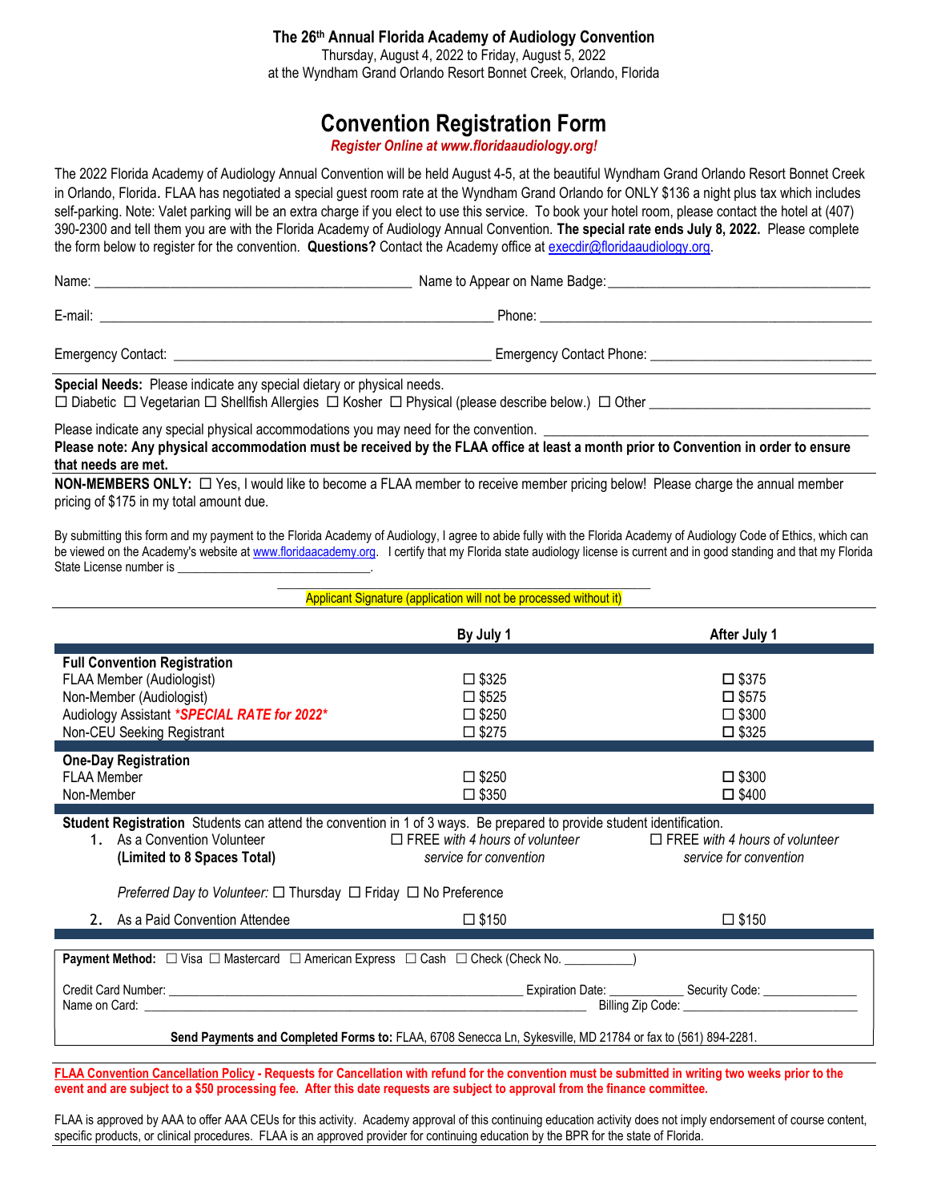**The 26th Annual Florida Academy of Audiology Convention**
Thursday, August 4, 2022 to Friday, August 5, 2022
at the Wyndham Grand Orlando Resort Bonnet Creek, Orlando, Florida

# Convention Registration Form

***Register Online at www.floridaaudiology.org!***

The 2022 Florida Academy of Audiology Annual Convention will be held August 4-5, at the beautiful Wyndham Grand Orlando Resort Bonnet Creek in Orlando, Florida. FLAA has negotiated a special guest room rate at the Wyndham Grand Orlando for ONLY $136 a night plus tax which includes self-parking. Note: Valet parking will be an extra charge if you elect to use this service. To book your hotel room, please contact the hotel at (407) 390-2300 and tell them you are with the Florida Academy of Audiology Annual Convention. **The special rate ends July 8, 2022.** Please complete the form below to register for the convention. **Questions?** Contact the Academy office at execdir@floridaaudiology.org.

Name: ______________________________ Name to Appear on Name Badge: ______________________________

E-mail: ______________________________ Phone: ______________________________

Emergency Contact: ______________________________ Emergency Contact Phone: ______________________________

**Special Needs:** Please indicate any special dietary or physical needs.
☐ Diabetic ☐ Vegetarian ☐ Shellfish Allergies ☐ Kosher ☐ Physical (please describe below.) ☐ Other ______________________________

Please indicate any special physical accommodations you may need for the convention. ______________________________
**Please note: Any physical accommodation must be received by the FLAA office at least a month prior to Convention in order to ensure that needs are met.**

**NON-MEMBERS ONLY:** ☐ Yes, I would like to become a FLAA member to receive member pricing below! Please charge the annual member pricing of $175 in my total amount due.

By submitting this form and my payment to the Florida Academy of Audiology, I agree to abide fully with the Florida Academy of Audiology Code of Ethics, which can be viewed on the Academy's website at www.floridaacademy.org. I certify that my Florida state audiology license is current and in good standing and that my Florida State License number is ______________________________.

______________________________
Applicant Signature (application will not be processed without it)

| | By July 1 | After July 1 |
|---|---|---|
| **Full Convention Registration** | | |
| FLAA Member (Audiologist) | ☐ $325 | ☐ $375 |
| Non-Member (Audiologist) | ☐ $525 | ☐ $575 |
| Audiology Assistant ***\*SPECIAL RATE for 2022\**** | ☐ $250 | ☐ $300 |
| Non-CEU Seeking Registrant | ☐ $275 | ☐ $325 |
| **One-Day Registration** | | |
| FLAA Member | ☐ $250 | ☐ $300 |
| Non-Member | ☐ $350 | ☐ $400 |
| **Student Registration** Students can attend the convention in 1 of 3 ways. Be prepared to provide student identification. | | |
| 1. As a Convention Volunteer **(Limited to 8 Spaces Total)** | ☐ FREE *with 4 hours of volunteer service for convention* | ☐ FREE *with 4 hours of volunteer service for convention* |
| *Preferred Day to Volunteer:* ☐ Thursday ☐ Friday ☐ No Preference | | |
| 2. As a Paid Convention Attendee | ☐ $150 | ☐ $150 |

**Payment Method:** ☐ Visa ☐ Mastercard ☐ American Express ☐ Cash ☐ Check (Check No. __________)

Credit Card Number: ______________________________ Expiration Date: __________ Security Code: __________
Name on Card: ______________________________ Billing Zip Code: __________

**Send Payments and Completed Forms to:** FLAA, 6708 Senecca Ln, Sykesville, MD 21784 or fax to (561) 894-2281.

**FLAA Convention Cancellation Policy - Requests for Cancellation with refund for the convention must be submitted in writing two weeks prior to the event and are subject to a $50 processing fee. After this date requests are subject to approval from the finance committee.**

FLAA is approved by AAA to offer AAA CEUs for this activity. Academy approval of this continuing education activity does not imply endorsement of course content, specific products, or clinical procedures. FLAA is an approved provider for continuing education by the BPR for the state of Florida.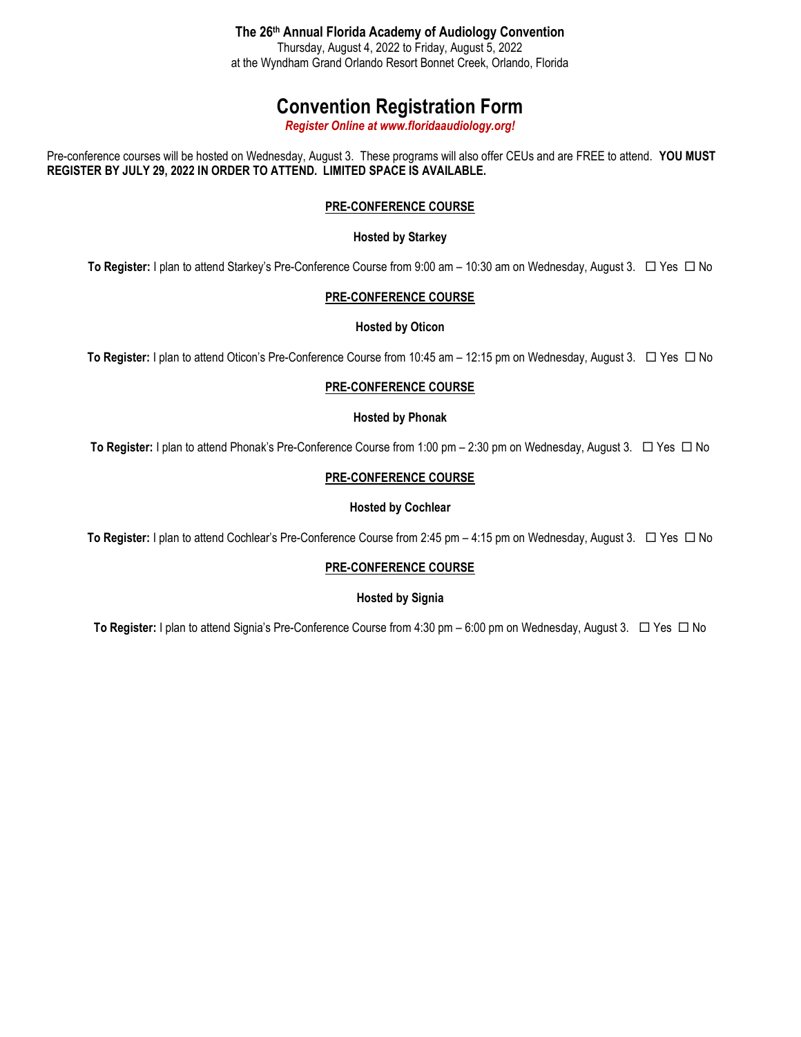**The 26th Annual Florida Academy of Audiology Convention**

Thursday, August 4, 2022 to Friday, August 5, 2022

at the Wyndham Grand Orlando Resort Bonnet Creek, Orlando, Florida

# Convention Registration Form

***Register Online at www.floridaaudiology.org!***

Pre-conference courses will be hosted on Wednesday, August 3. These programs will also offer CEUs and are FREE to attend. **YOU MUST REGISTER BY JULY 29, 2022 IN ORDER TO ATTEND. LIMITED SPACE IS AVAILABLE.**

## PRE-CONFERENCE COURSE

**Hosted by Starkey**

**To Register:** I plan to attend Starkey's Pre-Conference Course from 9:00 am – 10:30 am on Wednesday, August 3. ☐ Yes ☐ No

## PRE-CONFERENCE COURSE

**Hosted by Oticon**

**To Register:** I plan to attend Oticon's Pre-Conference Course from 10:45 am – 12:15 pm on Wednesday, August 3. ☐ Yes ☐ No

## PRE-CONFERENCE COURSE

**Hosted by Phonak**

**To Register:** I plan to attend Phonak's Pre-Conference Course from 1:00 pm – 2:30 pm on Wednesday, August 3. ☐ Yes ☐ No

## PRE-CONFERENCE COURSE

**Hosted by Cochlear**

**To Register:** I plan to attend Cochlear's Pre-Conference Course from 2:45 pm – 4:15 pm on Wednesday, August 3. ☐ Yes ☐ No

## PRE-CONFERENCE COURSE

**Hosted by Signia**

**To Register:** I plan to attend Signia's Pre-Conference Course from 4:30 pm – 6:00 pm on Wednesday, August 3. ☐ Yes ☐ No